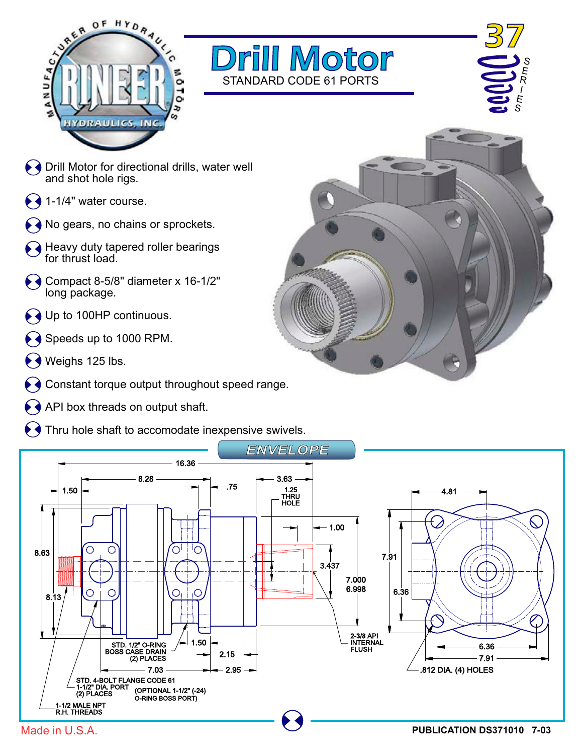# Drill Motor

STANDARD CODE 61 PORTS

37 SERIES

- Drill Motor for directional drills, water well and shot hole rigs.
- 1-1/4" water course.
- No gears, no chains or sprockets.
- Heavy duty tapered roller bearings for thrust load.
- Compact 8-5/8" diameter x 16-1/2" long package.
- Up to 100HP continuous.
- Speeds up to 1000 RPM.
- Weighs 125 lbs.
- Constant torque output throughout speed range.
- API box threads on output shaft.
- Thru hole shaft to accomodate inexpensive swivels.

## ENVELOPE

16.36
8.28
1.50
.75
3.63
1.25 THRU HOLE
1.00
8.63
8.13
3.437
7.000
6.998
4.81
7.91
6.36
STD. 1/2" O-RING BOSS CASE DRAIN (2) PLACES
1.50
2.15
7.03
2.95
2-3/8 API INTERNAL FLUSH
6.36
7.91
.812 DIA. (4) HOLES
STD. 4-BOLT FLANGE CODE 61 1-1/2" DIA. PORT (2) PLACES
(OPTIONAL 1-1/2" (-24) O-RING BOSS PORT)
1-1/2 MALE NPT R.H. THREADS

Made in U.S.A.

PUBLICATION DS371010 7-03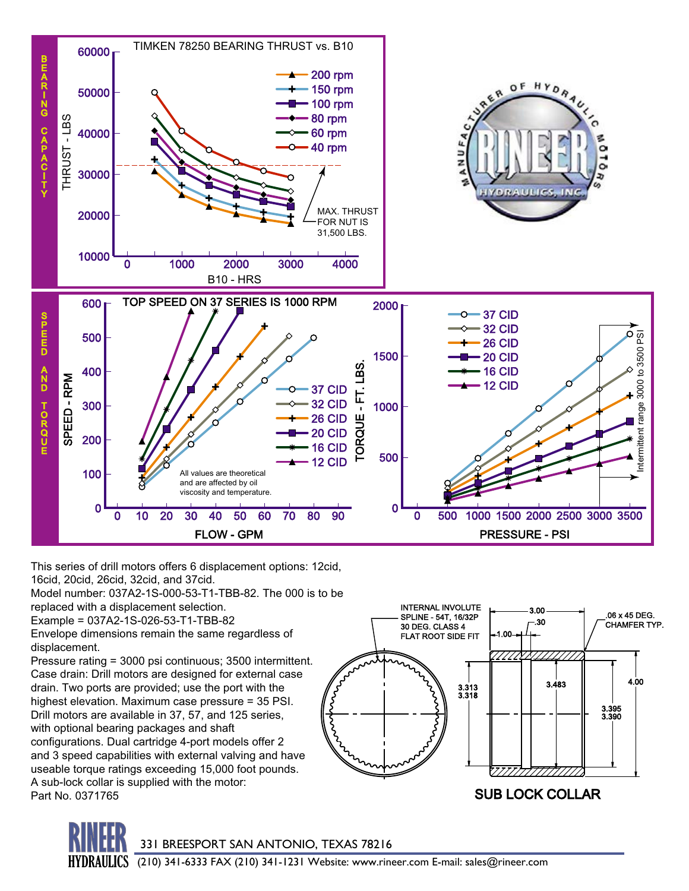## BEARING CAPACITY

TIMKEN 78250 BEARING THRUST vs. B10

THRUST - LBS

60000
50000
40000
30000
20000
10000

0 1000 2000 3000 4000

B10 - HRS

200 rpm
150 rpm
100 rpm
80 rpm
60 rpm
40 rpm

MAX. THRUST FOR NUT IS 31,500 LBS.

MANUFACTURER OF HYDRAULIC MOTORS
RINEER HYDRAULICS, INC.

## SPEED AND TORQUE

TOP SPEED ON 37 SERIES IS 1000 RPM

SPEED - RPM

600
500
400
300
200
100
0

0 10 20 30 40 50 60 70 80 90

FLOW - GPM

37 CID
32 CID
26 CID
20 CID
16 CID
12 CID

All values are theoretical and are affected by oil viscosity and temperature.

TORQUE - FT. LBS.

2000
1500
1000
500
0

0 500 1000 1500 2000 2500 3000 3500

PRESSURE - PSI

37 CID
32 CID
26 CID
20 CID
16 CID
12 CID

Intermittent range 3000 to 3500 PSI

This series of drill motors offers 6 displacement options: 12cid, 16cid, 20cid, 26cid, 32cid, and 37cid.
Model number: 037A2-1S-000-53-T1-TBB-82. The 000 is to be replaced with a displacement selection.
Example = 037A2-1S-026-53-T1-TBB-82
Envelope dimensions remain the same regardless of displacement.
Pressure rating = 3000 psi continuous; 3500 intermittent.
Case drain: Drill motors are designed for external case drain. Two ports are provided; use the port with the highest elevation. Maximum case pressure = 35 PSI.
Drill motors are available in 37, 57, and 125 series, with optional bearing packages and shaft configurations. Dual cartridge 4-port models offer 2 and 3 speed capabilities with external valving and have useable torque ratings exceeding 15,000 foot pounds.
A sub-lock collar is supplied with the motor:
Part No. 0371765

INTERNAL INVOLUTE SPLINE - 54T, 16/32P 30 DEG. CLASS 4 FLAT ROOT SIDE FIT

3.00
.30
1.00
.06 x 45 DEG. CHAMFER TYP.
3.313
3.318
3.483
3.395
3.390
4.00

**SUB LOCK COLLAR**

RINEER HYDRAULICS

331 BREESPORT SAN ANTONIO, TEXAS 78216

(210) 341-6333 FAX (210) 341-1231 Website: www.rineer.com E-mail: sales@rineer.com